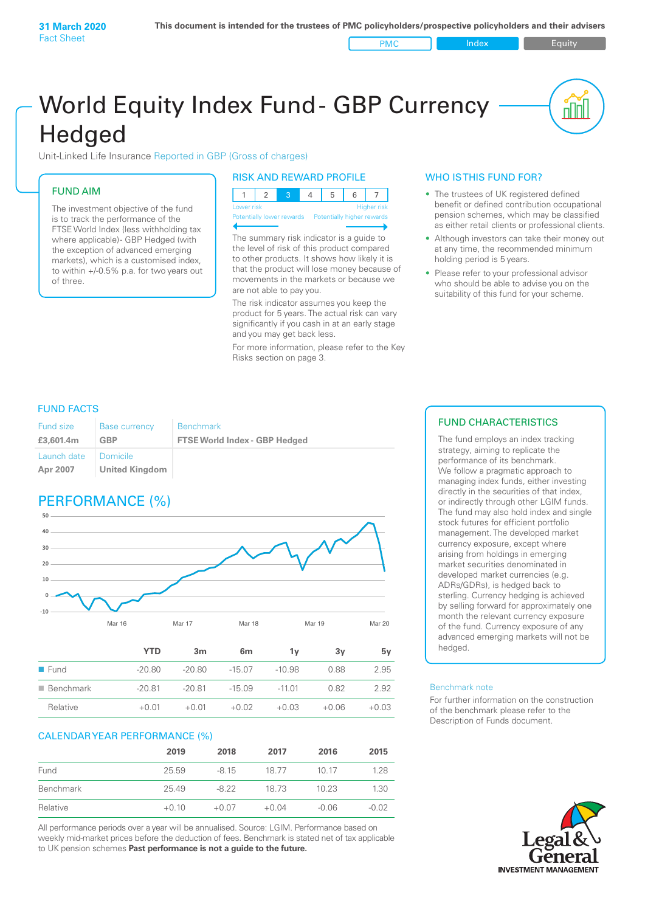31 March 2020
Fact Sheet

This document is intended for the trustees of PMC policyholders/prospective policyholders and their advisers

PMC | Index | Equity

# World Equity Index Fund - GBP Currency Hedged

Unit-Linked Life Insurance Reported in GBP (Gross of charges)

## FUND AIM

The investment objective of the fund is to track the performance of the FTSE World Index (less withholding tax where applicable)- GBP Hedged (with the exception of advanced emerging markets), which is a customised index, to within +/-0.5% p.a. for two years out of three.

## RISK AND REWARD PROFILE

| 1 | 2 | 3 | 4 | 5 | 6 | 7 |
|---|---|---|---|---|---|---|

Lower risk — Higher risk
Potentially lower rewards — Potentially higher rewards

The summary risk indicator is a guide to the level of risk of this product compared to other products. It shows how likely it is that the product will lose money because of movements in the markets or because we are not able to pay you.

The risk indicator assumes you keep the product for 5 years. The actual risk can vary significantly if you cash in at an early stage and you may get back less.

For more information, please refer to the Key Risks section on page 3.

## WHO IS THIS FUND FOR?

- The trustees of UK registered defined benefit or defined contribution occupational pension schemes, which may be classified as either retail clients or professional clients.
- Although investors can take their money out at any time, the recommended minimum holding period is 5 years.
- Please refer to your professional advisor who should be able to advise you on the suitability of this fund for your scheme.

## FUND FACTS

| Fund size | Base currency | Benchmark |
|---|---|---|
| £3,601.4m | GBP | FTSE World Index - GBP Hedged |
| Launch date | Domicile | |
| Apr 2007 | United Kingdom | |

## PERFORMANCE (%)

|  | YTD | 3m | 6m | 1y | 3y | 5y |
|---|---|---|---|---|---|---|
| Fund | -20.80 | -20.80 | -15.07 | -10.98 | 0.88 | 2.95 |
| Benchmark | -20.81 | -20.81 | -15.09 | -11.01 | 0.82 | 2.92 |
| Relative | +0.01 | +0.01 | +0.02 | +0.03 | +0.06 | +0.03 |

## CALENDAR YEAR PERFORMANCE (%)

|  | 2019 | 2018 | 2017 | 2016 | 2015 |
|---|---|---|---|---|---|
| Fund | 25.59 | -8.15 | 18.77 | 10.17 | 1.28 |
| Benchmark | 25.49 | -8.22 | 18.73 | 10.23 | 1.30 |
| Relative | +0.10 | +0.07 | +0.04 | -0.06 | -0.02 |

All performance periods over a year will be annualised. Source: LGIM. Performance based on weekly mid-market prices before the deduction of fees. Benchmark is stated net of tax applicable to UK pension schemes **Past performance is not a guide to the future.**

## FUND CHARACTERISTICS

The fund employs an index tracking strategy, aiming to replicate the performance of its benchmark. We follow a pragmatic approach to managing index funds, either investing directly in the securities of that index, or indirectly through other LGIM funds. The fund may also hold index and single stock futures for efficient portfolio management. The developed market currency exposure, except where arising from holdings in emerging market securities denominated in developed market currencies (e.g. ADRs/GDRs), is hedged back to sterling. Currency hedging is achieved by selling forward for approximately one month the relevant currency exposure of the fund. Currency exposure of any advanced emerging markets will not be hedged.

Benchmark note

For further information on the construction of the benchmark please refer to the Description of Funds document.

Legal & General
INVESTMENT MANAGEMENT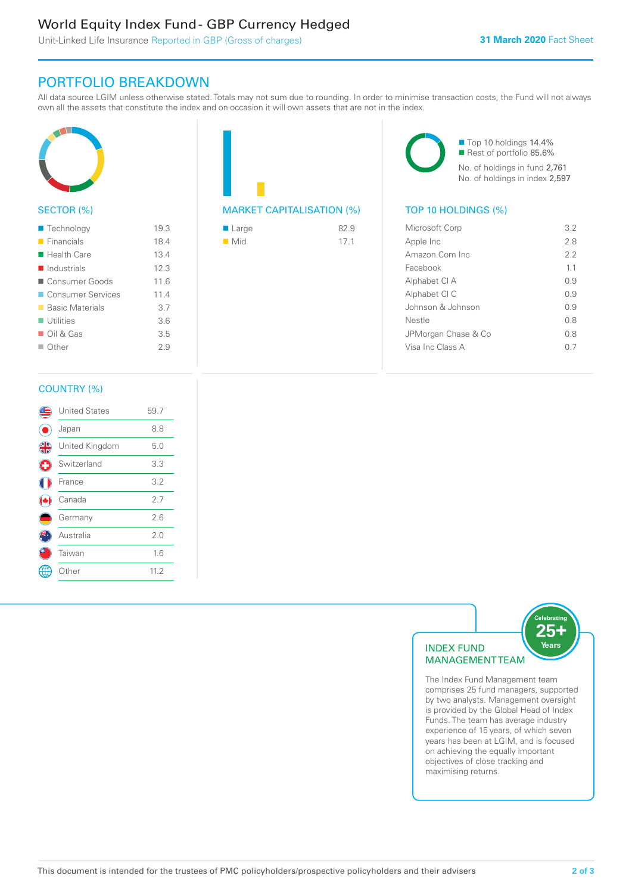# World Equity Index Fund - GBP Currency Hedged

Unit-Linked Life Insurance Reported in GBP (Gross of charges)

**31 March 2020** Fact Sheet

## PORTFOLIO BREAKDOWN

All data source LGIM unless otherwise stated. Totals may not sum due to rounding. In order to minimise transaction costs, the Fund will not always own all the assets that constitute the index and on occasion it will own assets that are not in the index.

### SECTOR (%)

| Sector | % |
|---|---|
| Technology | 19.3 |
| Financials | 18.4 |
| Health Care | 13.4 |
| Industrials | 12.3 |
| Consumer Goods | 11.6 |
| Consumer Services | 11.4 |
| Basic Materials | 3.7 |
| Utilities | 3.6 |
| Oil & Gas | 3.5 |
| Other | 2.9 |

### MARKET CAPITALISATION (%)

| Market Cap | % |
|---|---|
| Large | 82.9 |
| Mid | 17.1 |

Top 10 holdings 14.4%
Rest of portfolio 85.6%
No. of holdings in fund 2,761
No. of holdings in index 2,597

### TOP 10 HOLDINGS (%)

| Holding | % |
|---|---|
| Microsoft Corp | 3.2 |
| Apple Inc | 2.8 |
| Amazon.Com Inc | 2.2 |
| Facebook | 1.1 |
| Alphabet Cl A | 0.9 |
| Alphabet Cl C | 0.9 |
| Johnson & Johnson | 0.9 |
| Nestle | 0.8 |
| JPMorgan Chase & Co | 0.8 |
| Visa Inc Class A | 0.7 |

### COUNTRY (%)

| Country | % |
|---|---|
| United States | 59.7 |
| Japan | 8.8 |
| United Kingdom | 5.0 |
| Switzerland | 3.3 |
| France | 3.2 |
| Canada | 2.7 |
| Germany | 2.6 |
| Australia | 2.0 |
| Taiwan | 1.6 |
| Other | 11.2 |

### INDEX FUND MANAGEMENT TEAM

Celebrating 25+ Years

The Index Fund Management team comprises 25 fund managers, supported by two analysts. Management oversight is provided by the Global Head of Index Funds. The team has average industry experience of 15 years, of which seven years has been at LGIM, and is focused on achieving the equally important objectives of close tracking and maximising returns.

This document is intended for the trustees of PMC policyholders/prospective policyholders and their advisers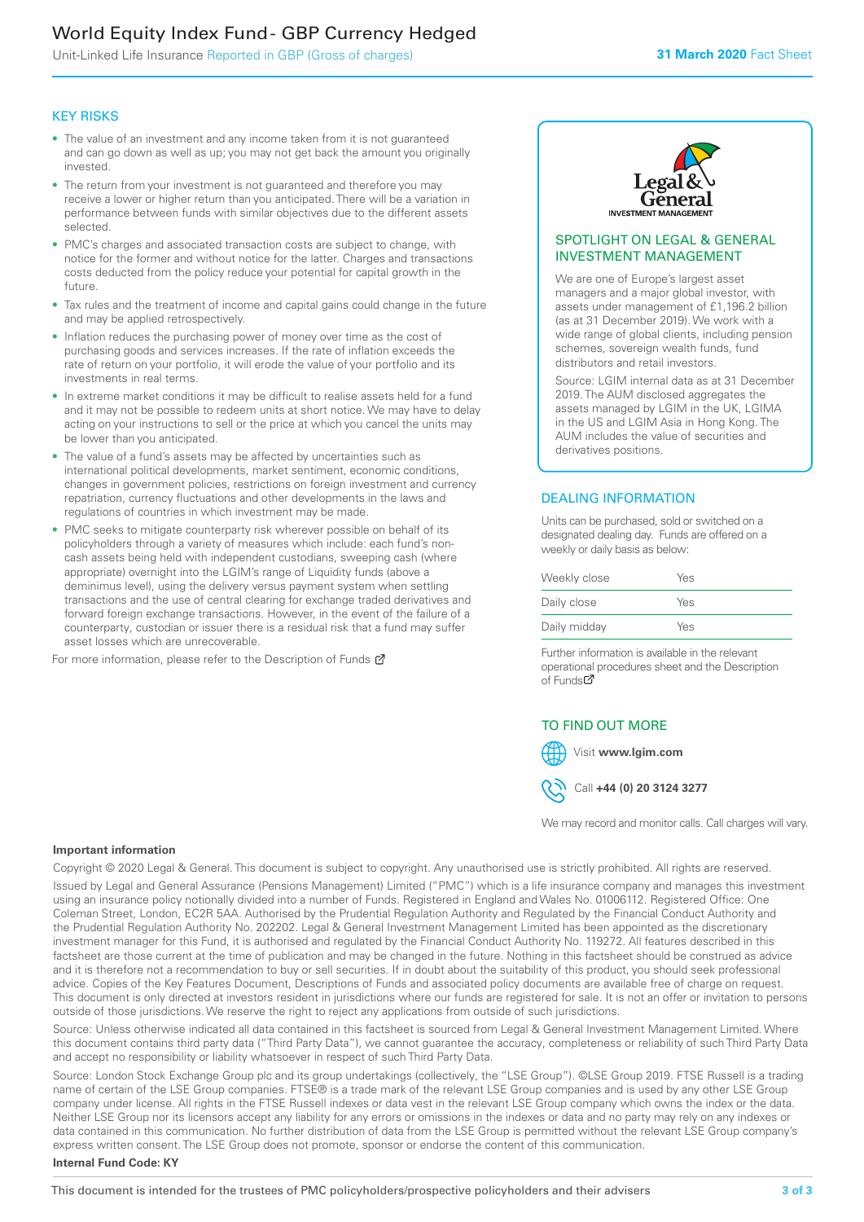# World Equity Index Fund - GBP Currency Hedged

Unit-Linked Life Insurance Reported in GBP (Gross of charges)

**31 March 2020** Fact Sheet

## KEY RISKS

- The value of an investment and any income taken from it is not guaranteed and can go down as well as up; you may not get back the amount you originally invested.
- The return from your investment is not guaranteed and therefore you may receive a lower or higher return than you anticipated. There will be a variation in performance between funds with similar objectives due to the different assets selected.
- PMC's charges and associated transaction costs are subject to change, with notice for the former and without notice for the latter. Charges and transactions costs deducted from the policy reduce your potential for capital growth in the future.
- Tax rules and the treatment of income and capital gains could change in the future and may be applied retrospectively.
- Inflation reduces the purchasing power of money over time as the cost of purchasing goods and services increases. If the rate of inflation exceeds the rate of return on your portfolio, it will erode the value of your portfolio and its investments in real terms.
- In extreme market conditions it may be difficult to realise assets held for a fund and it may not be possible to redeem units at short notice. We may have to delay acting on your instructions to sell or the price at which you cancel the units may be lower than you anticipated.
- The value of a fund's assets may be affected by uncertainties such as international political developments, market sentiment, economic conditions, changes in government policies, restrictions on foreign investment and currency repatriation, currency fluctuations and other developments in the laws and regulations of countries in which investment may be made.
- PMC seeks to mitigate counterparty risk wherever possible on behalf of its policyholders through a variety of measures which include: each fund's non-cash assets being held with independent custodians, sweeping cash (where appropriate) overnight into the LGIM's range of Liquidity funds (above a deminimus level), using the delivery versus payment system when settling transactions and the use of central clearing for exchange traded derivatives and forward foreign exchange transactions. However, in the event of the failure of a counterparty, custodian or issuer there is a residual risk that a fund may suffer asset losses which are unrecoverable.

For more information, please refer to the Description of Funds

## SPOTLIGHT ON LEGAL & GENERAL INVESTMENT MANAGEMENT

We are one of Europe's largest asset managers and a major global investor, with assets under management of £1,196.2 billion (as at 31 December 2019). We work with a wide range of global clients, including pension schemes, sovereign wealth funds, fund distributors and retail investors.

Source: LGIM internal data as at 31 December 2019. The AUM disclosed aggregates the assets managed by LGIM in the UK, LGIMA in the US and LGIM Asia in Hong Kong. The AUM includes the value of securities and derivatives positions.

## DEALING INFORMATION

Units can be purchased, sold or switched on a designated dealing day. Funds are offered on a weekly or daily basis as below:

| | |
|---|---|
| Weekly close | Yes |
| Daily close | Yes |
| Daily midday | Yes |

Further information is available in the relevant operational procedures sheet and the Description of Funds

## TO FIND OUT MORE

Visit **www.lgim.com**

Call **+44 (0) 20 3124 3277**

We may record and monitor calls. Call charges will vary.

**Important information**

Copyright © 2020 Legal & General. This document is subject to copyright. Any unauthorised use is strictly prohibited. All rights are reserved.

Issued by Legal and General Assurance (Pensions Management) Limited ("PMC") which is a life insurance company and manages this investment using an insurance policy notionally divided into a number of Funds. Registered in England and Wales No. 01006112. Registered Office: One Coleman Street, London, EC2R 5AA. Authorised by the Prudential Regulation Authority and Regulated by the Financial Conduct Authority and the Prudential Regulation Authority No. 202202. Legal & General Investment Management Limited has been appointed as the discretionary investment manager for this Fund, it is authorised and regulated by the Financial Conduct Authority No. 119272. All features described in this factsheet are those current at the time of publication and may be changed in the future. Nothing in this factsheet should be construed as advice and it is therefore not a recommendation to buy or sell securities. If in doubt about the suitability of this product, you should seek professional advice. Copies of the Key Features Document, Descriptions of Funds and associated policy documents are available free of charge on request. This document is only directed at investors resident in jurisdictions where our funds are registered for sale. It is not an offer or invitation to persons outside of those jurisdictions. We reserve the right to reject any applications from outside of such jurisdictions.

Source: Unless otherwise indicated all data contained in this factsheet is sourced from Legal & General Investment Management Limited. Where this document contains third party data ("Third Party Data"), we cannot guarantee the accuracy, completeness or reliability of such Third Party Data and accept no responsibility or liability whatsoever in respect of such Third Party Data.

Source: London Stock Exchange Group plc and its group undertakings (collectively, the "LSE Group"). ©LSE Group 2019. FTSE Russell is a trading name of certain of the LSE Group companies. FTSE® is a trade mark of the relevant LSE Group companies and is used by any other LSE Group company under license. All rights in the FTSE Russell indexes or data vest in the relevant LSE Group company which owns the index or the data. Neither LSE Group nor its licensors accept any liability for any errors or omissions in the indexes or data and no party may rely on any indexes or data contained in this communication. No further distribution of data from the LSE Group is permitted without the relevant LSE Group company's express written consent. The LSE Group does not promote, sponsor or endorse the content of this communication.

**Internal Fund Code: KY**

This document is intended for the trustees of PMC policyholders/prospective policyholders and their advisers